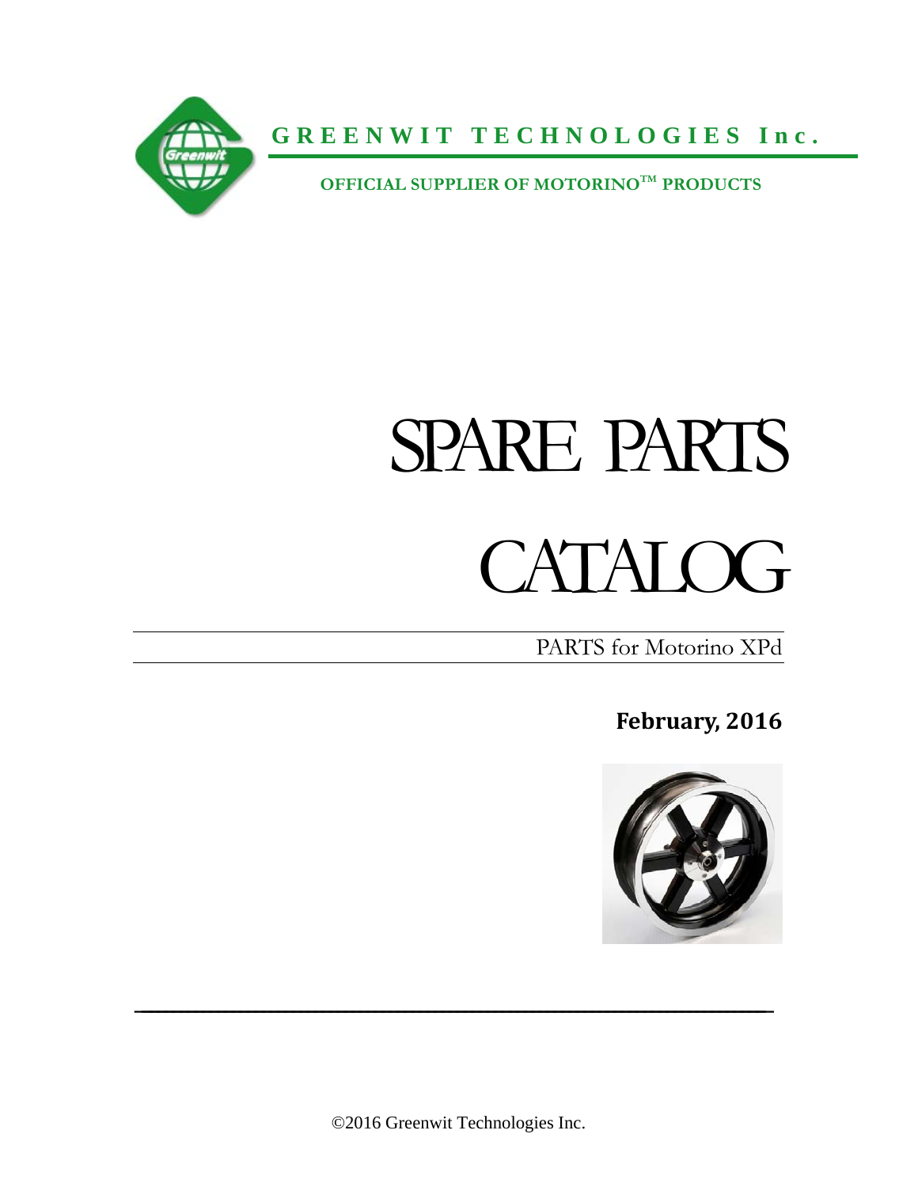**GREENWIT TECHNOLOGIES Inc.**

**OFFICIAL SUPPLIER OF MOTORINO™ PRODUCTS**

# SPARE PARTS CATALOG

PARTS for Motorino XPd

**February, 2016**

©2016 Greenwit Technologies Inc.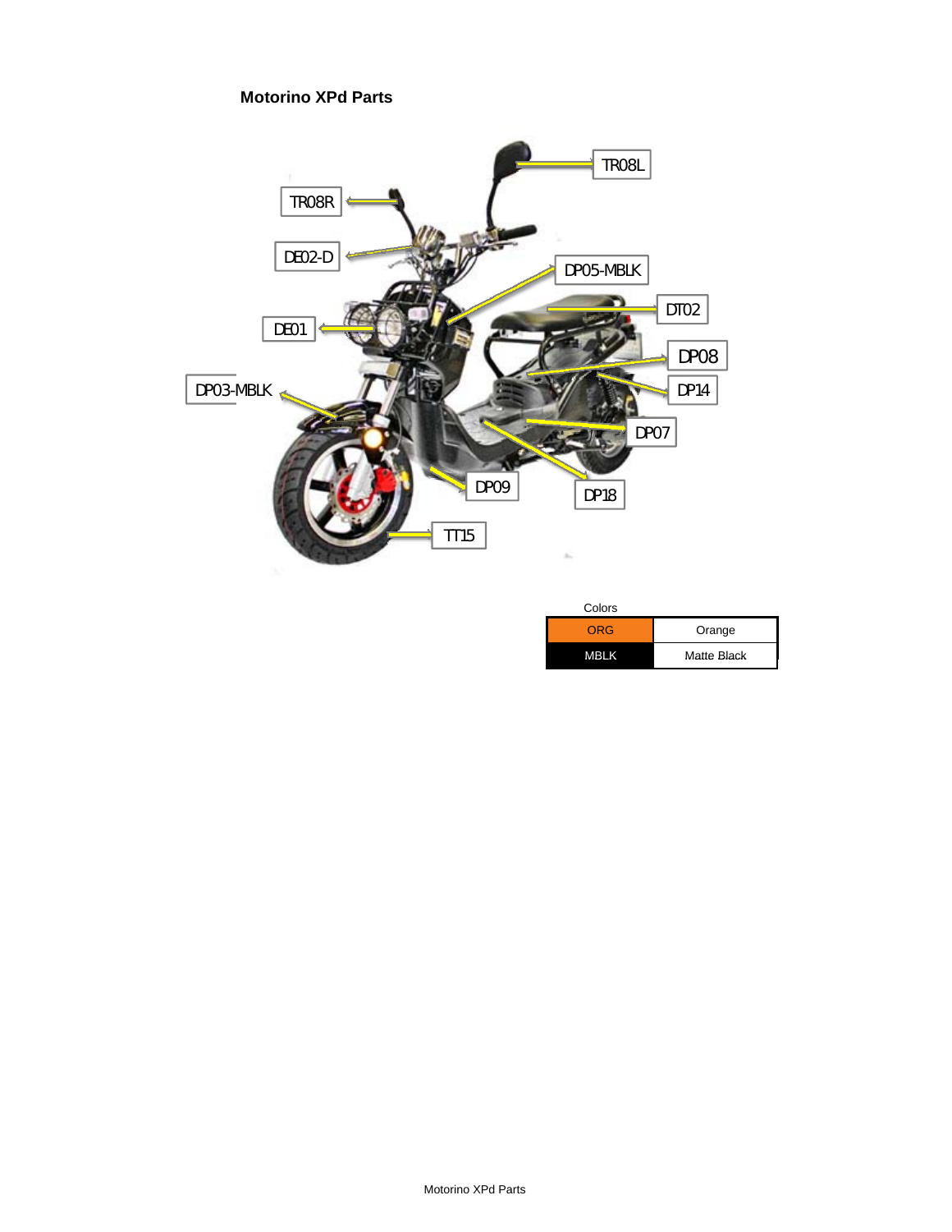## Motorino XPd Parts

TR08L

TR08R

DE02-D

DP05-MBLK

DT02

DE01

DP08

DP03-MBLK

DP14

DP07

DP09

DP18

TT15

Colors

| | |
|---|---|
| ORG | Orange |
| MBLK | Matte Black |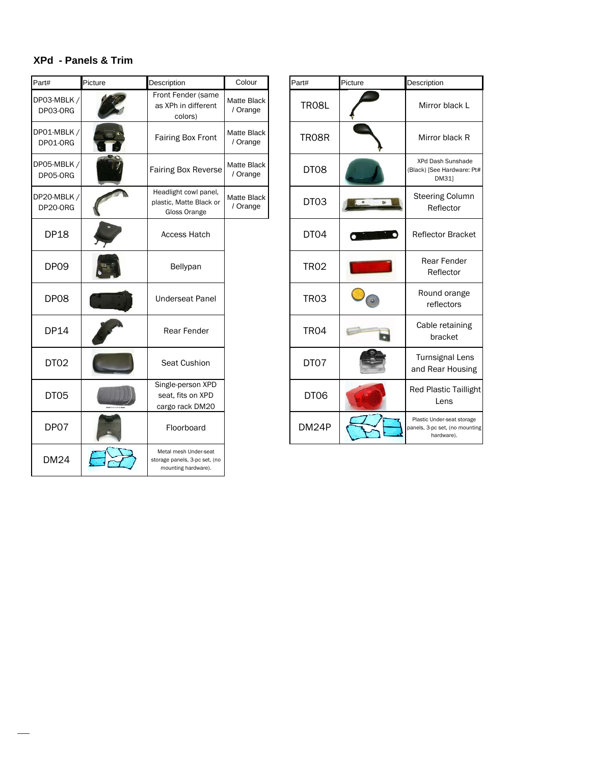### XPd - Panels & Trim

| Part# | Picture | Description | Colour |
|---|---|---|---|
| DP03-MBLK / DP03-ORG | | Front Fender (same as XPh in different colors) | Matte Black / Orange |
| DP01-MBLK / DP01-ORG | | Fairing Box Front | Matte Black / Orange |
| DP05-MBLK / DP05-ORG | | Fairing Box Reverse | Matte Black / Orange |
| DP20-MBLK / DP20-ORG | | Headlight cowl panel, plastic, Matte Black or Gloss Orange | Matte Black / Orange |
| DP18 | | Access Hatch | |
| DP09 | | Bellypan | |
| DP08 | | Underseat Panel | |
| DP14 | | Rear Fender | |
| DT02 | | Seat Cushion | |
| DT05 | | Single-person XPD seat, fits on XPD cargo rack DM20 | |
| DP07 | | Floorboard | |
| DM24 | | Metal mesh Under-seat storage panels, 3-pc set, (no mounting hardware). | |

| Part# | Picture | Description |
|---|---|---|
| TR08L | | Mirror black L |
| TR08R | | Mirror black R |
| DT08 | | XPd Dash Sunshade (Black) [See Hardware: Pt# DM31] |
| DT03 | | Steering Column Reflector |
| DT04 | | Reflector Bracket |
| TR02 | | Rear Fender Reflector |
| TR03 | | Round orange reflectors |
| TR04 | | Cable retaining bracket |
| DT07 | | Turnsignal Lens and Rear Housing |
| DT06 | | Red Plastic Taillight Lens |
| DM24P | | Plastic Under-seat storage panels, 3-pc set, (no mounting hardware). |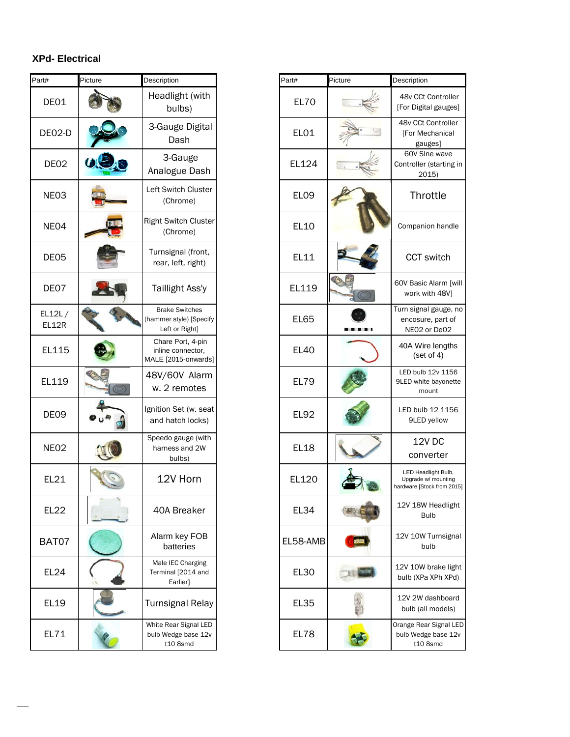## XPd- Electrical

| Part# | Picture | Description |
|---|---|---|
| DE01 | | Headlight (with bulbs) |
| DE02-D | | 3-Gauge Digital Dash |
| DE02 | | 3-Gauge Analogue Dash |
| NE03 | | Left Switch Cluster (Chrome) |
| NE04 | | Right Switch Cluster (Chrome) |
| DE05 | | Turnsignal (front, rear, left, right) |
| DE07 | | Taillight Ass'y |
| EL12L / EL12R | | Brake Switches (hammer style) [Specify Left or Right] |
| EL115 | | Chare Port, 4-pin inline connector, MALE [2015-onwards] |
| EL119 | | 48V/60V Alarm w. 2 remotes |
| DE09 | | Ignition Set (w. seat and hatch locks) |
| NE02 | | Speedo gauge (with harness and 2W bulbs) |
| EL21 | | 12V Horn |
| EL22 | | 40A Breaker |
| BAT07 | | Alarm key FOB batteries |
| EL24 | | Male IEC Charging Terminal [2014 and Earlier] |
| EL19 | | Turnsignal Relay |
| EL71 | | White Rear Signal LED bulb Wedge base 12v t10 8smd |

| Part# | Picture | Description |
|---|---|---|
| EL70 | | 48v CCt Controller [For Digital gauges] |
| EL01 | | 48v CCt Controller [For Mechanical gauges] |
| EL124 | | 60V SIne wave Controller (starting in 2015) |
| EL09 | | Throttle |
| EL10 | | Companion handle |
| EL11 | | CCT switch |
| EL119 | | 60V Basic Alarm [will work with 48V] |
| EL65 | | Turn signal gauge, no encosure, part of NE02 or De02 |
| EL40 | | 40A Wire lengths (set of 4) |
| EL79 | | LED bulb 12v 1156 9LED white bayonette mount |
| EL92 | | LED bulb 12 1156 9LED yellow |
| EL18 | | 12V DC converter |
| EL120 | | LED Headlight Bulb, Upgrade w/ mounting hardware [Stock from 2015] |
| EL34 | | 12V 18W Headlight Bulb |
| EL58-AMB | | 12V 10W Turnsignal bulb |
| EL30 | | 12V 10W brake light bulb (XPa XPh XPd) |
| EL35 | | 12V 2W dashboard bulb (all models) |
| EL78 | | Orange Rear Signal LED bulb Wedge base 12v t10 8smd |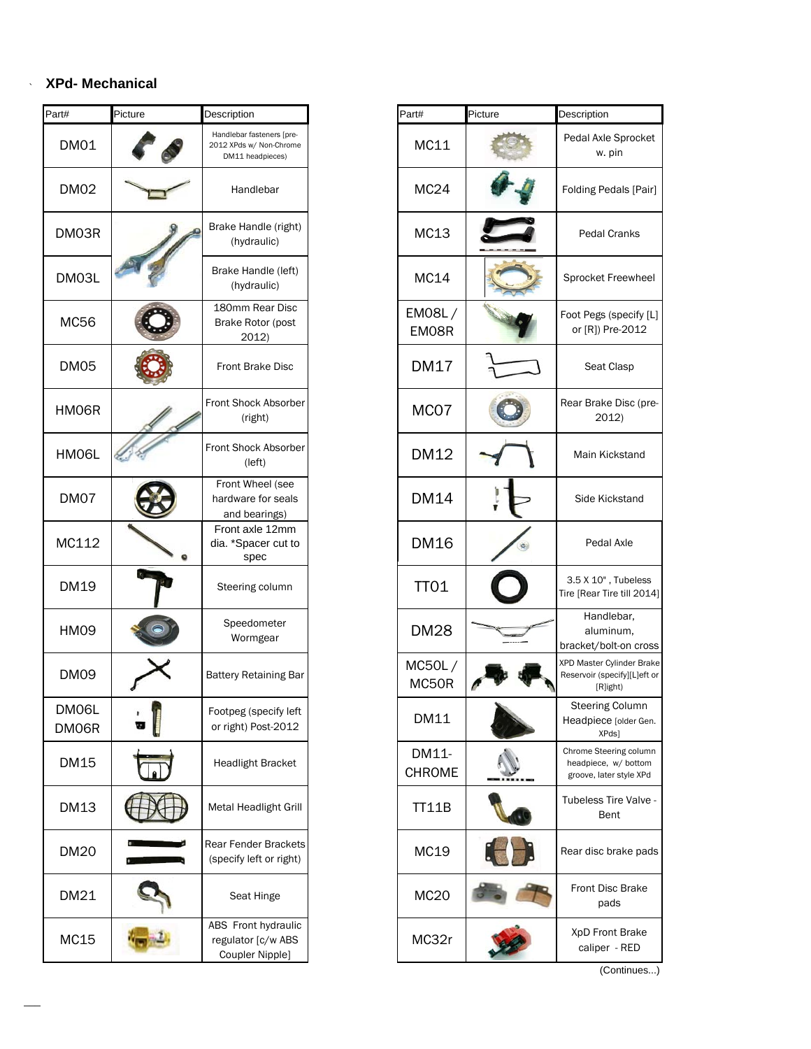## XPd- Mechanical

| Part# | Picture | Description |
|---|---|---|
| DM01 | | Handlebar fasteners [pre-2012 XPds w/ Non-Chrome DM11 headpieces) |
| DM02 | | Handlebar |
| DM03R | | Brake Handle (right) (hydraulic) |
| DM03L | | Brake Handle (left) (hydraulic) |
| MC56 | | 180mm Rear Disc Brake Rotor (post 2012) |
| DM05 | | Front Brake Disc |
| HM06R | | Front Shock Absorber (right) |
| HM06L | | Front Shock Absorber (left) |
| DM07 | | Front Wheel (see hardware for seals and bearings) |
| MC112 | | Front axle 12mm dia. *Spacer cut to spec |
| DM19 | | Steering column |
| HM09 | | Speedometer Wormgear |
| DM09 | | Battery Retaining Bar |
| DM06L DM06R | | Footpeg (specify left or right) Post-2012 |
| DM15 | | Headlight Bracket |
| DM13 | | Metal Headlight Grill |
| DM20 | | Rear Fender Brackets (specify left or right) |
| DM21 | | Seat Hinge |
| MC15 | | ABS Front hydraulic regulator [c/w ABS Coupler Nipple] |

| Part# | Picture | Description |
|---|---|---|
| MC11 | | Pedal Axle Sprocket w. pin |
| MC24 | | Folding Pedals [Pair] |
| MC13 | | Pedal Cranks |
| MC14 | | Sprocket Freewheel |
| EM08L / EM08R | | Foot Pegs (specify [L] or [R]) Pre-2012 |
| DM17 | | Seat Clasp |
| MC07 | | Rear Brake Disc (pre-2012) |
| DM12 | | Main Kickstand |
| DM14 | | Side Kickstand |
| DM16 | | Pedal Axle |
| TT01 | | 3.5 X 10" , Tubeless Tire [Rear Tire till 2014] |
| DM28 | | Handlebar, aluminum, bracket/bolt-on cross |
| MC50L / MC50R | | XPD Master Cylinder Brake Reservoir (specify)[L]eft or [R]ight) |
| DM11 | | Steering Column Headpiece [older Gen. XPds] |
| DM11-CHROME | | Chrome Steering column headpiece, w/ bottom groove, later style XPd |
| TT11B | | Tubeless Tire Valve - Bent |
| MC19 | | Rear disc brake pads |
| MC20 | | Front Disc Brake pads |
| MC32r | | XpD Front Brake caliper - RED |

(Continues...)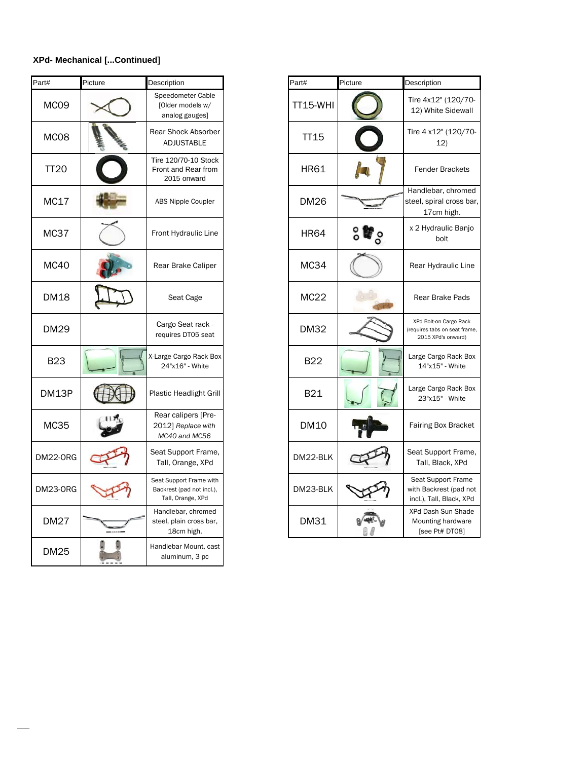**XPd- Mechanical [...Continued]**

| Part# | Picture | Description |
|---|---|---|
| MC09 | | Speedometer Cable [Older models w/ analog gauges] |
| MC08 | | Rear Shock Absorber ADJUSTABLE |
| TT20 | | Tire 120/70-10 Stock Front and Rear from 2015 onward |
| MC17 | | ABS Nipple Coupler |
| MC37 | | Front Hydraulic Line |
| MC40 | | Rear Brake Caliper |
| DM18 | | Seat Cage |
| DM29 | | Cargo Seat rack - requires DT05 seat |
| B23 | | X-Large Cargo Rack Box 24"x16" - White |
| DM13P | | Plastic Headlight Grill |
| MC35 | | Rear calipers [Pre-2012] *Replace with MC40 and MC56* |
| DM22-ORG | | Seat Support Frame, Tall, Orange, XPd |
| DM23-ORG | | Seat Support Frame with Backrest (pad not incl.), Tall, Orange, XPd |
| DM27 | | Handlebar, chromed steel, plain cross bar, 18cm high. |
| DM25 | | Handlebar Mount, cast aluminum, 3 pc |

| Part# | Picture | Description |
|---|---|---|
| TT15-WHI | | Tire 4x12" (120/70-12) White Sidewall |
| TT15 | | Tire 4 x12" (120/70-12) |
| HR61 | | Fender Brackets |
| DM26 | | Handlebar, chromed steel, spiral cross bar, 17cm high. |
| HR64 | | x 2 Hydraulic Banjo bolt |
| MC34 | | Rear Hydraulic Line |
| MC22 | | Rear Brake Pads |
| DM32 | | XPd Bolt-on Cargo Rack (requires tabs on seat frame, 2015 XPd's onward) |
| B22 | | Large Cargo Rack Box 14"x15" - White |
| B21 | | Large Cargo Rack Box 23"x15" - White |
| DM10 | | Fairing Box Bracket |
| DM22-BLK | | Seat Support Frame, Tall, Black, XPd |
| DM23-BLK | | Seat Support Frame with Backrest (pad not incl.), Tall, Black, XPd |
| DM31 | | XPd Dash Sun Shade Mounting hardware [see Pt# DT08] |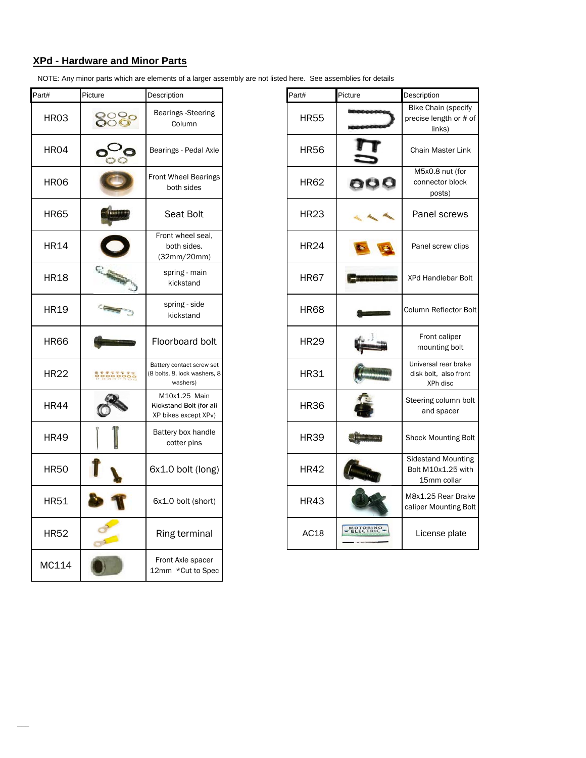## XPd - Hardware and Minor Parts

NOTE: Any minor parts which are elements of a larger assembly are not listed here. See assemblies for details

| Part# | Picture | Description |
|---|---|---|
| HR03 | | Bearings -Steering Column |
| HR04 | | Bearings - Pedal Axle |
| HR06 | | Front Wheel Bearings both sides |
| HR65 | | Seat Bolt |
| HR14 | | Front wheel seal, both sides. (32mm/20mm) |
| HR18 | | spring - main kickstand |
| HR19 | | spring - side kickstand |
| HR66 | | Floorboard bolt |
| HR22 | | Battery contact screw set (8 bolts, 8, lock washers, 8 washers) |
| HR44 | | M10x1.25 Main Kickstand Bolt (for all XP bikes except XPv) |
| HR49 | | Battery box handle cotter pins |
| HR50 | | 6x1.0 bolt (long) |
| HR51 | | 6x1.0 bolt (short) |
| HR52 | | Ring terminal |
| MC114 | | Front Axle spacer 12mm *Cut to Spec |

| Part# | Picture | Description |
|---|---|---|
| HR55 | | Bike Chain (specify precise length or # of links) |
| HR56 | | Chain Master Link |
| HR62 | | M5x0.8 nut (for connector block posts) |
| HR23 | | Panel screws |
| HR24 | | Panel screw clips |
| HR67 | | XPd Handlebar Bolt |
| HR68 | | Column Reflector Bolt |
| HR29 | | Front caliper mounting bolt |
| HR31 | | Universal rear brake disk bolt, also front XPh disc |
| HR36 | | Steering column bolt and spacer |
| HR39 | | Shock Mounting Bolt |
| HR42 | | Sidestand Mounting Bolt M10x1.25 with 15mm collar |
| HR43 | | M8x1.25 Rear Brake caliper Mounting Bolt |
| AC18 | | License plate |